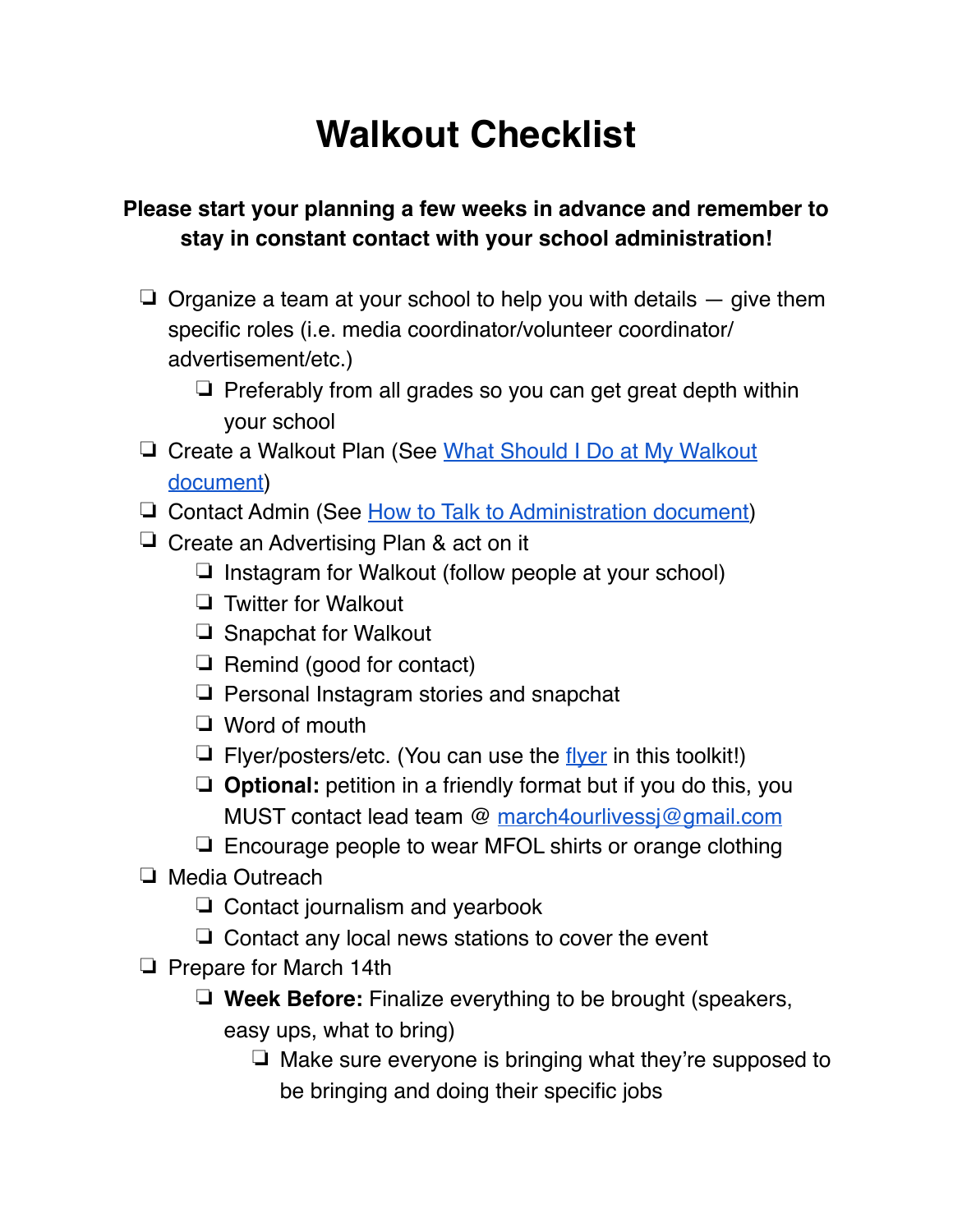# Walkout Checklist

**Please start your planning a few weeks in advance and remember to stay in constant contact with your school administration!**

- [ ] Organize a team at your school to help you with details — give them specific roles (i.e. media coordinator/volunteer coordinator/ advertisement/etc.)
  - [ ] Preferably from all grades so you can get great depth within your school
- [ ] Create a Walkout Plan (See What Should I Do at My Walkout document)
- [ ] Contact Admin (See How to Talk to Administration document)
- [ ] Create an Advertising Plan & act on it
  - [ ] Instagram for Walkout (follow people at your school)
  - [ ] Twitter for Walkout
  - [ ] Snapchat for Walkout
  - [ ] Remind (good for contact)
  - [ ] Personal Instagram stories and snapchat
  - [ ] Word of mouth
  - [ ] Flyer/posters/etc. (You can use the flyer in this toolkit!)
  - [ ] **Optional:** petition in a friendly format but if you do this, you MUST contact lead team @ march4ourlivessj@gmail.com
  - [ ] Encourage people to wear MFOL shirts or orange clothing
- [ ] Media Outreach
  - [ ] Contact journalism and yearbook
  - [ ] Contact any local news stations to cover the event
- [ ] Prepare for March 14th
  - [ ] **Week Before:** Finalize everything to be brought (speakers, easy ups, what to bring)
    - [ ] Make sure everyone is bringing what they're supposed to be bringing and doing their specific jobs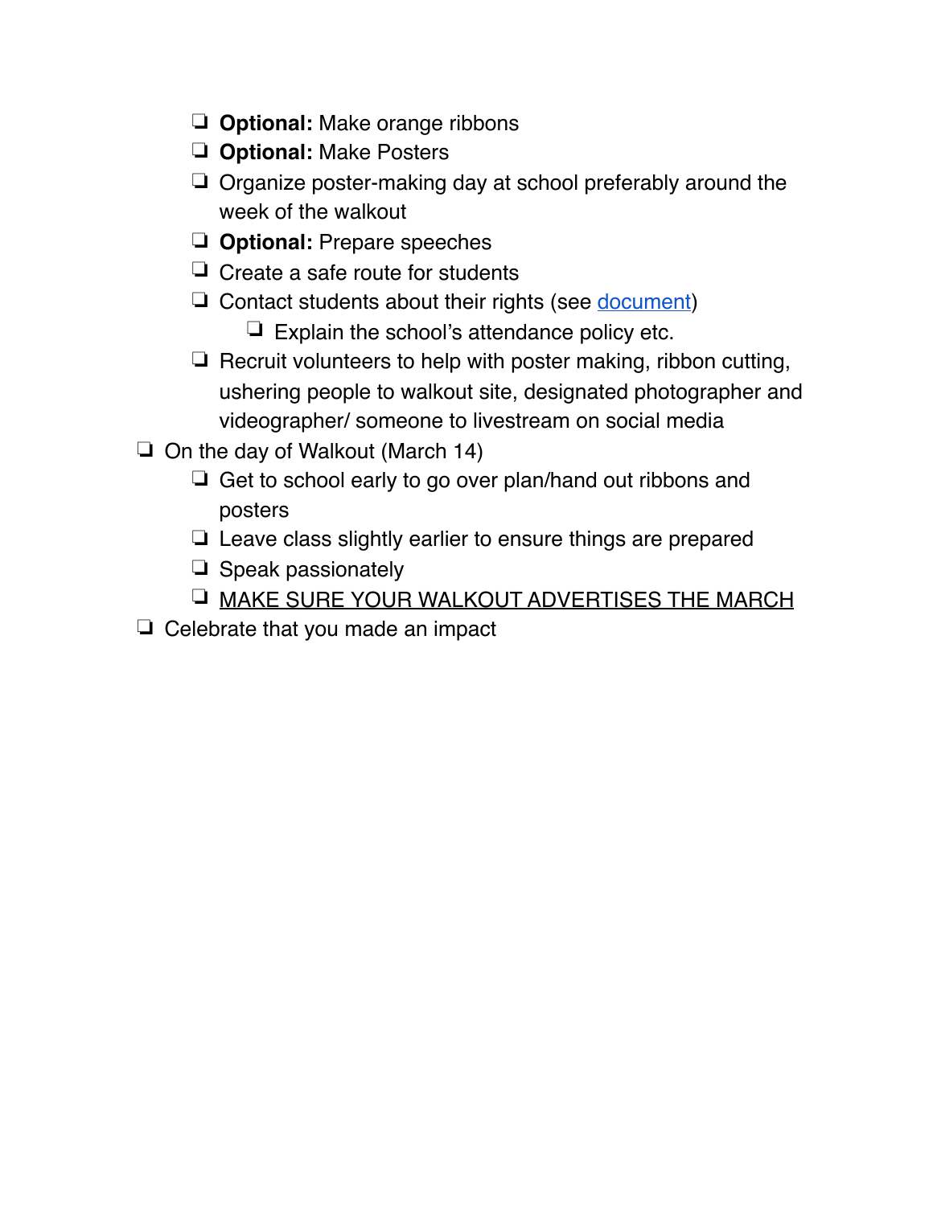- [ ] **Optional:** Make orange ribbons
    - [ ] **Optional:** Make Posters
    - [ ] Organize poster-making day at school preferably around the week of the walkout
    - [ ] **Optional:** Prepare speeches
    - [ ] Create a safe route for students
    - [ ] Contact students about their rights (see document)
        - [ ] Explain the school's attendance policy etc.
    - [ ] Recruit volunteers to help with poster making, ribbon cutting, ushering people to walkout site, designated photographer and videographer/ someone to livestream on social media
- [ ] On the day of Walkout (March 14)
    - [ ] Get to school early to go over plan/hand out ribbons and posters
    - [ ] Leave class slightly earlier to ensure things are prepared
    - [ ] Speak passionately
    - [ ] <u>MAKE SURE YOUR WALKOUT ADVERTISES THE MARCH</u>
- [ ] Celebrate that you made an impact